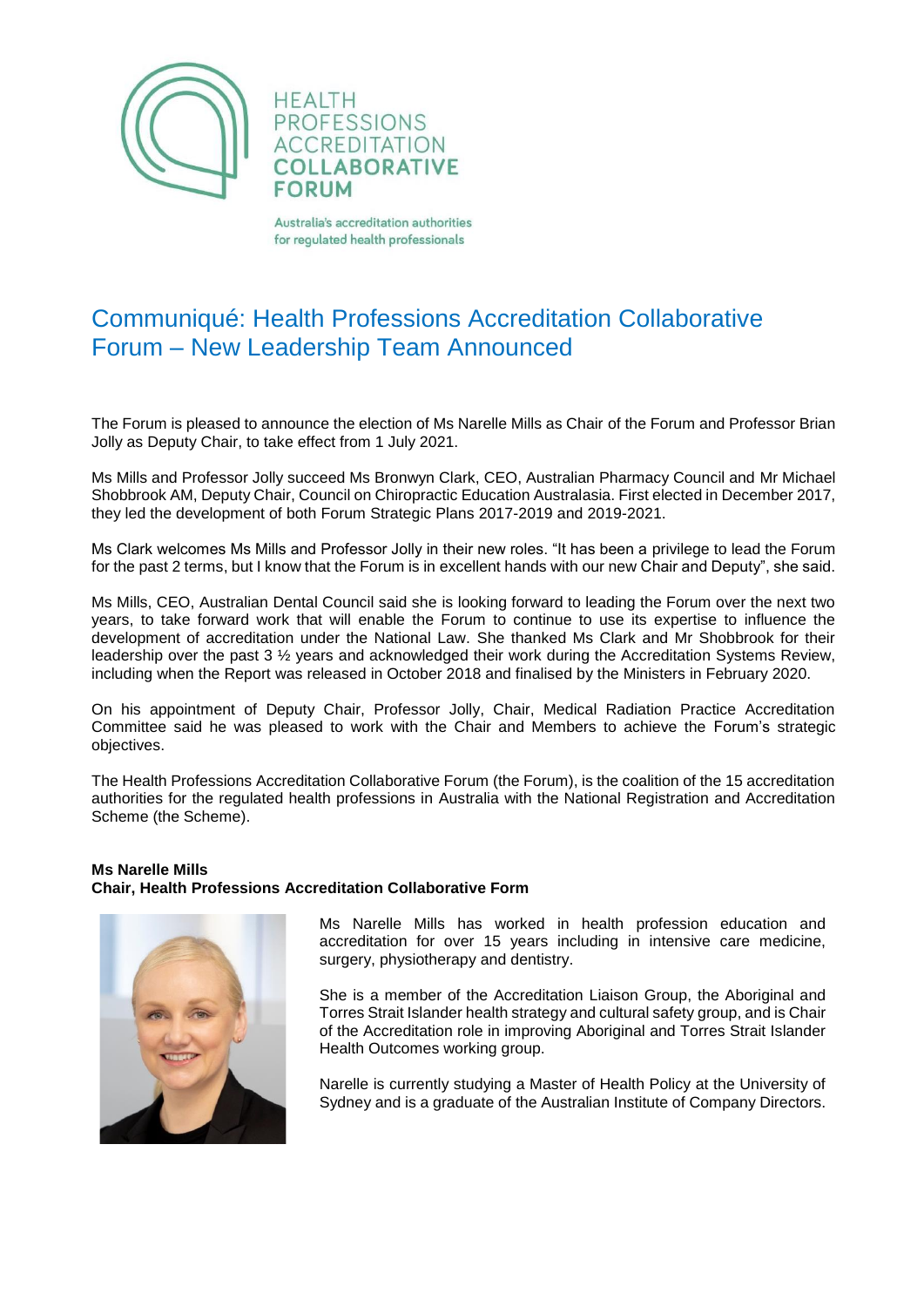HEALTH PROFESSIONS ACCREDITATION **COLLABORATIVE FORUM**

Australia's accreditation authorities for regulated health professionals

# Communiqué: Health Professions Accreditation Collaborative Forum – New Leadership Team Announced

The Forum is pleased to announce the election of Ms Narelle Mills as Chair of the Forum and Professor Brian Jolly as Deputy Chair, to take effect from 1 July 2021.

Ms Mills and Professor Jolly succeed Ms Bronwyn Clark, CEO, Australian Pharmacy Council and Mr Michael Shobbrook AM, Deputy Chair, Council on Chiropractic Education Australasia. First elected in December 2017, they led the development of both Forum Strategic Plans 2017-2019 and 2019-2021.

Ms Clark welcomes Ms Mills and Professor Jolly in their new roles. "It has been a privilege to lead the Forum for the past 2 terms, but I know that the Forum is in excellent hands with our new Chair and Deputy", she said.

Ms Mills, CEO, Australian Dental Council said she is looking forward to leading the Forum over the next two years, to take forward work that will enable the Forum to continue to use its expertise to influence the development of accreditation under the National Law. She thanked Ms Clark and Mr Shobbrook for their leadership over the past 3 ½ years and acknowledged their work during the Accreditation Systems Review, including when the Report was released in October 2018 and finalised by the Ministers in February 2020.

On his appointment of Deputy Chair, Professor Jolly, Chair, Medical Radiation Practice Accreditation Committee said he was pleased to work with the Chair and Members to achieve the Forum's strategic objectives.

The Health Professions Accreditation Collaborative Forum (the Forum), is the coalition of the 15 accreditation authorities for the regulated health professions in Australia with the National Registration and Accreditation Scheme (the Scheme).

**Ms Narelle Mills**
**Chair, Health Professions Accreditation Collaborative Form**

Ms Narelle Mills has worked in health profession education and accreditation for over 15 years including in intensive care medicine, surgery, physiotherapy and dentistry.

She is a member of the Accreditation Liaison Group, the Aboriginal and Torres Strait Islander health strategy and cultural safety group, and is Chair of the Accreditation role in improving Aboriginal and Torres Strait Islander Health Outcomes working group.

Narelle is currently studying a Master of Health Policy at the University of Sydney and is a graduate of the Australian Institute of Company Directors.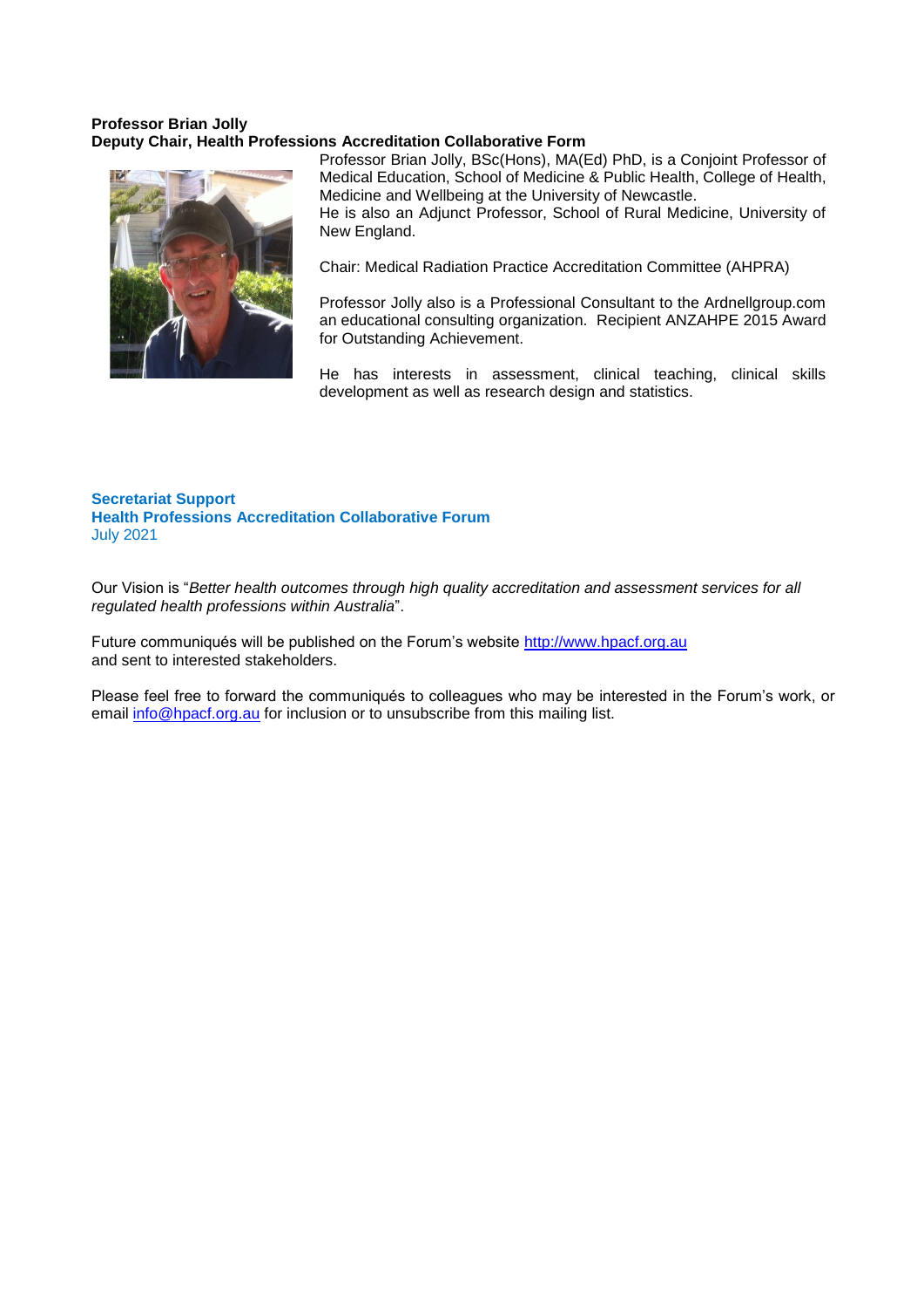**Professor Brian Jolly**
**Deputy Chair, Health Professions Accreditation Collaborative Form**

Professor Brian Jolly, BSc(Hons), MA(Ed) PhD, is a Conjoint Professor of Medical Education, School of Medicine & Public Health, College of Health, Medicine and Wellbeing at the University of Newcastle.
He is also an Adjunct Professor, School of Rural Medicine, University of New England.

Chair: Medical Radiation Practice Accreditation Committee (AHPRA)

Professor Jolly also is a Professional Consultant to the Ardnellgroup.com an educational consulting organization. Recipient ANZAHPE 2015 Award for Outstanding Achievement.

He has interests in assessment, clinical teaching, clinical skills development as well as research design and statistics.

**Secretariat Support**
**Health Professions Accreditation Collaborative Forum**
July 2021

Our Vision is "*Better health outcomes through high quality accreditation and assessment services for all regulated health professions within Australia*".

Future communiqués will be published on the Forum's website http://www.hpacf.org.au and sent to interested stakeholders.

Please feel free to forward the communiqués to colleagues who may be interested in the Forum's work, or email info@hpacf.org.au for inclusion or to unsubscribe from this mailing list.